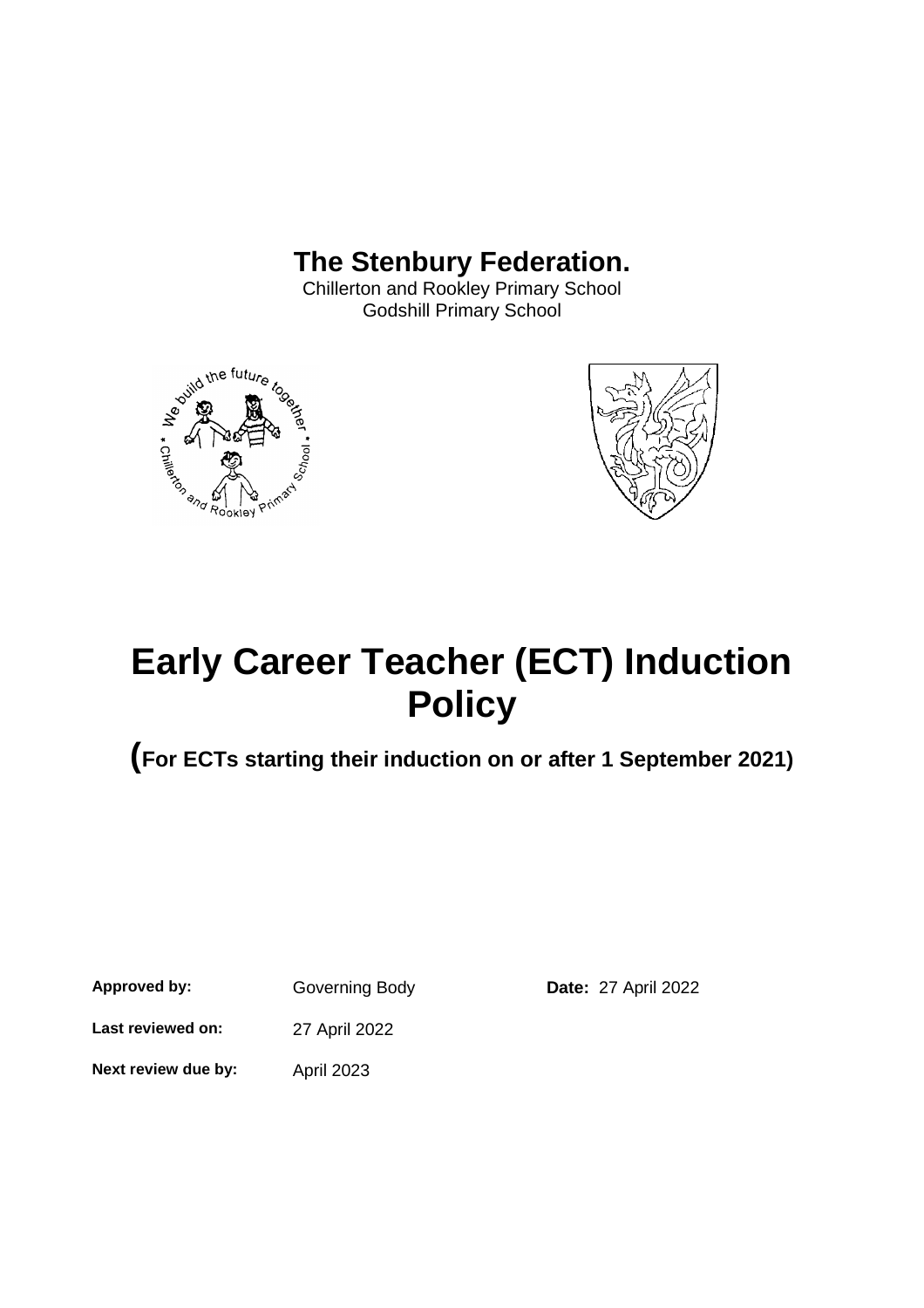**The Stenbury Federation.**

Chillerton and Rookley Primary School
Godshill Primary School

# Early Career Teacher (ECT) Induction Policy

## (For ECTs starting their induction on or after 1 September 2021)

| | | |
|---|---|---|
| **Approved by:** | Governing Body | **Date:** 27 April 2022 |
| **Last reviewed on:** | 27 April 2022 | |
| **Next review due by:** | April 2023 | |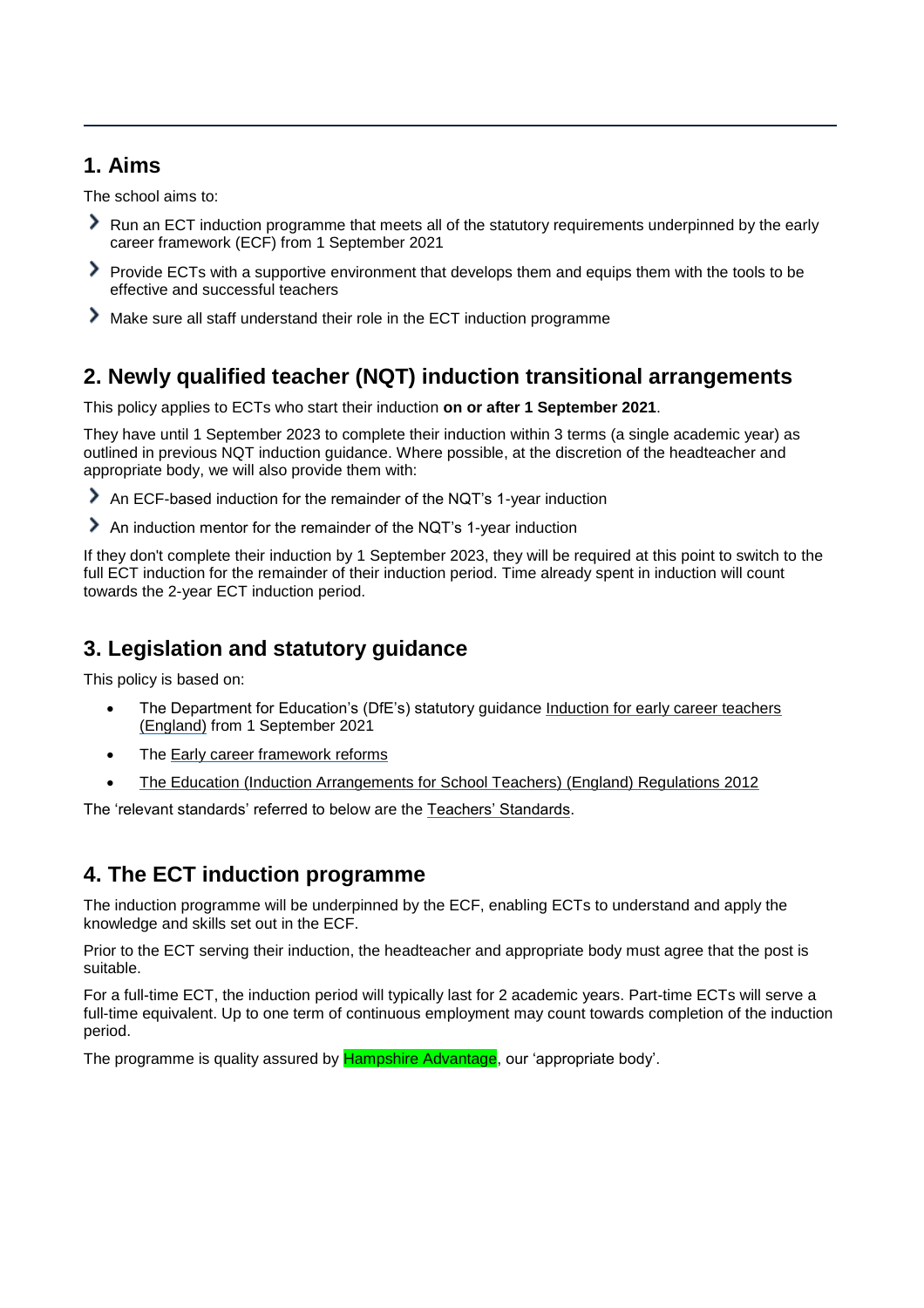## 1. Aims

The school aims to:

- Run an ECT induction programme that meets all of the statutory requirements underpinned by the early career framework (ECF) from 1 September 2021
- Provide ECTs with a supportive environment that develops them and equips them with the tools to be effective and successful teachers
- Make sure all staff understand their role in the ECT induction programme

## 2. Newly qualified teacher (NQT) induction transitional arrangements

This policy applies to ECTs who start their induction **on or after 1 September 2021**.

They have until 1 September 2023 to complete their induction within 3 terms (a single academic year) as outlined in previous NQT induction guidance. Where possible, at the discretion of the headteacher and appropriate body, we will also provide them with:

- An ECF-based induction for the remainder of the NQT's 1-year induction
- An induction mentor for the remainder of the NQT's 1-year induction

If they don't complete their induction by 1 September 2023, they will be required at this point to switch to the full ECT induction for the remainder of their induction period. Time already spent in induction will count towards the 2-year ECT induction period.

## 3. Legislation and statutory guidance

This policy is based on:

- The Department for Education's (DfE's) statutory guidance Induction for early career teachers (England) from 1 September 2021
- The Early career framework reforms
- The Education (Induction Arrangements for School Teachers) (England) Regulations 2012

The 'relevant standards' referred to below are the Teachers' Standards.

## 4. The ECT induction programme

The induction programme will be underpinned by the ECF, enabling ECTs to understand and apply the knowledge and skills set out in the ECF.

Prior to the ECT serving their induction, the headteacher and appropriate body must agree that the post is suitable.

For a full-time ECT, the induction period will typically last for 2 academic years. Part-time ECTs will serve a full-time equivalent. Up to one term of continuous employment may count towards completion of the induction period.

The programme is quality assured by Hampshire Advantage, our 'appropriate body'.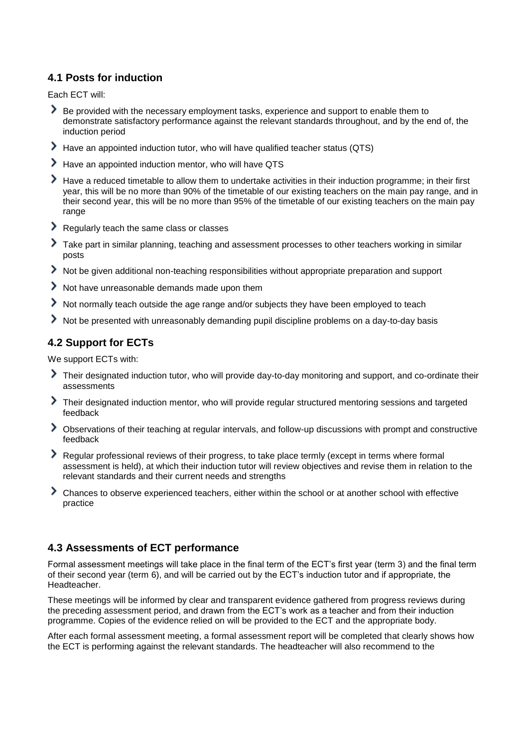### 4.1 Posts for induction

Each ECT will:

- Be provided with the necessary employment tasks, experience and support to enable them to demonstrate satisfactory performance against the relevant standards throughout, and by the end of, the induction period
- Have an appointed induction tutor, who will have qualified teacher status (QTS)
- Have an appointed induction mentor, who will have QTS
- Have a reduced timetable to allow them to undertake activities in their induction programme; in their first year, this will be no more than 90% of the timetable of our existing teachers on the main pay range, and in their second year, this will be no more than 95% of the timetable of our existing teachers on the main pay range
- Regularly teach the same class or classes
- Take part in similar planning, teaching and assessment processes to other teachers working in similar posts
- Not be given additional non-teaching responsibilities without appropriate preparation and support
- Not have unreasonable demands made upon them
- Not normally teach outside the age range and/or subjects they have been employed to teach
- Not be presented with unreasonably demanding pupil discipline problems on a day-to-day basis

### 4.2 Support for ECTs

We support ECTs with:

- Their designated induction tutor, who will provide day-to-day monitoring and support, and co-ordinate their assessments
- Their designated induction mentor, who will provide regular structured mentoring sessions and targeted feedback
- Observations of their teaching at regular intervals, and follow-up discussions with prompt and constructive feedback
- Regular professional reviews of their progress, to take place termly (except in terms where formal assessment is held), at which their induction tutor will review objectives and revise them in relation to the relevant standards and their current needs and strengths
- Chances to observe experienced teachers, either within the school or at another school with effective practice

### 4.3 Assessments of ECT performance

Formal assessment meetings will take place in the final term of the ECT's first year (term 3) and the final term of their second year (term 6), and will be carried out by the ECT's induction tutor and if appropriate, the Headteacher.

These meetings will be informed by clear and transparent evidence gathered from progress reviews during the preceding assessment period, and drawn from the ECT's work as a teacher and from their induction programme. Copies of the evidence relied on will be provided to the ECT and the appropriate body.

After each formal assessment meeting, a formal assessment report will be completed that clearly shows how the ECT is performing against the relevant standards. The headteacher will also recommend to the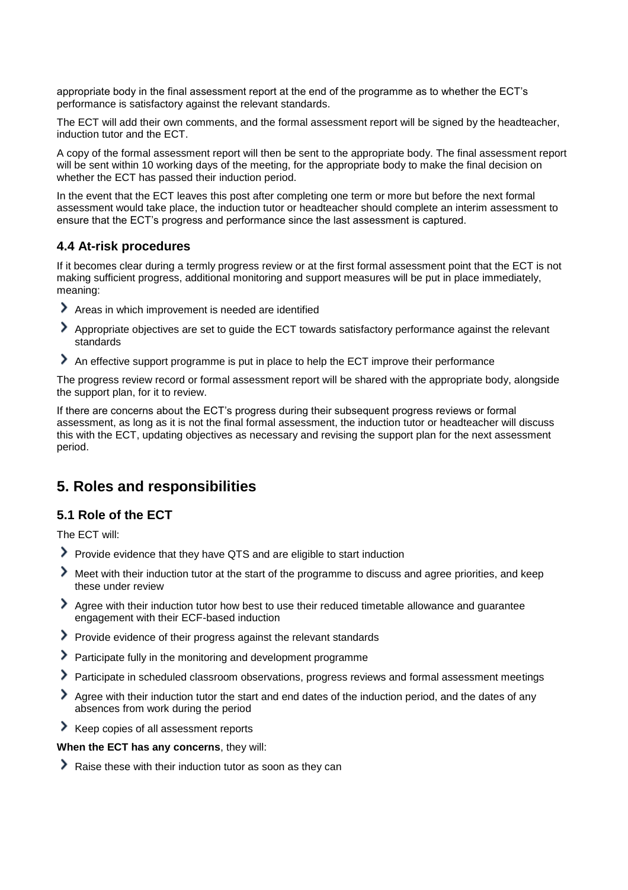appropriate body in the final assessment report at the end of the programme as to whether the ECT's performance is satisfactory against the relevant standards.

The ECT will add their own comments, and the formal assessment report will be signed by the headteacher, induction tutor and the ECT.

A copy of the formal assessment report will then be sent to the appropriate body. The final assessment report will be sent within 10 working days of the meeting, for the appropriate body to make the final decision on whether the ECT has passed their induction period.

In the event that the ECT leaves this post after completing one term or more but before the next formal assessment would take place, the induction tutor or headteacher should complete an interim assessment to ensure that the ECT's progress and performance since the last assessment is captured.

### 4.4 At-risk procedures

If it becomes clear during a termly progress review or at the first formal assessment point that the ECT is not making sufficient progress, additional monitoring and support measures will be put in place immediately, meaning:

- Areas in which improvement is needed are identified
- Appropriate objectives are set to guide the ECT towards satisfactory performance against the relevant standards
- An effective support programme is put in place to help the ECT improve their performance

The progress review record or formal assessment report will be shared with the appropriate body, alongside the support plan, for it to review.

If there are concerns about the ECT's progress during their subsequent progress reviews or formal assessment, as long as it is not the final formal assessment, the induction tutor or headteacher will discuss this with the ECT, updating objectives as necessary and revising the support plan for the next assessment period.

## 5. Roles and responsibilities

### 5.1 Role of the ECT

The ECT will:

- Provide evidence that they have QTS and are eligible to start induction
- Meet with their induction tutor at the start of the programme to discuss and agree priorities, and keep these under review
- Agree with their induction tutor how best to use their reduced timetable allowance and guarantee engagement with their ECF-based induction
- Provide evidence of their progress against the relevant standards
- Participate fully in the monitoring and development programme
- Participate in scheduled classroom observations, progress reviews and formal assessment meetings
- Agree with their induction tutor the start and end dates of the induction period, and the dates of any absences from work during the period
- Keep copies of all assessment reports

**When the ECT has any concerns**, they will:

- Raise these with their induction tutor as soon as they can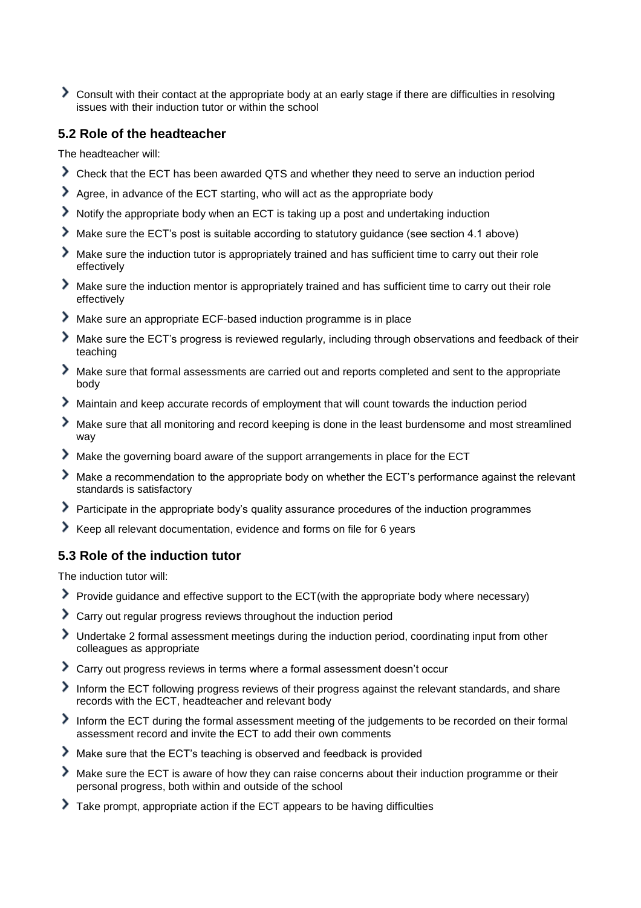- Consult with their contact at the appropriate body at an early stage if there are difficulties in resolving issues with their induction tutor or within the school

### 5.2 Role of the headteacher

The headteacher will:

- Check that the ECT has been awarded QTS and whether they need to serve an induction period
- Agree, in advance of the ECT starting, who will act as the appropriate body
- Notify the appropriate body when an ECT is taking up a post and undertaking induction
- Make sure the ECT's post is suitable according to statutory guidance (see section 4.1 above)
- Make sure the induction tutor is appropriately trained and has sufficient time to carry out their role effectively
- Make sure the induction mentor is appropriately trained and has sufficient time to carry out their role effectively
- Make sure an appropriate ECF-based induction programme is in place
- Make sure the ECT's progress is reviewed regularly, including through observations and feedback of their teaching
- Make sure that formal assessments are carried out and reports completed and sent to the appropriate body
- Maintain and keep accurate records of employment that will count towards the induction period
- Make sure that all monitoring and record keeping is done in the least burdensome and most streamlined way
- Make the governing board aware of the support arrangements in place for the ECT
- Make a recommendation to the appropriate body on whether the ECT's performance against the relevant standards is satisfactory
- Participate in the appropriate body's quality assurance procedures of the induction programmes
- Keep all relevant documentation, evidence and forms on file for 6 years

### 5.3 Role of the induction tutor

The induction tutor will:

- Provide guidance and effective support to the ECT(with the appropriate body where necessary)
- Carry out regular progress reviews throughout the induction period
- Undertake 2 formal assessment meetings during the induction period, coordinating input from other colleagues as appropriate
- Carry out progress reviews in terms where a formal assessment doesn't occur
- Inform the ECT following progress reviews of their progress against the relevant standards, and share records with the ECT, headteacher and relevant body
- Inform the ECT during the formal assessment meeting of the judgements to be recorded on their formal assessment record and invite the ECT to add their own comments
- Make sure that the ECT's teaching is observed and feedback is provided
- Make sure the ECT is aware of how they can raise concerns about their induction programme or their personal progress, both within and outside of the school
- Take prompt, appropriate action if the ECT appears to be having difficulties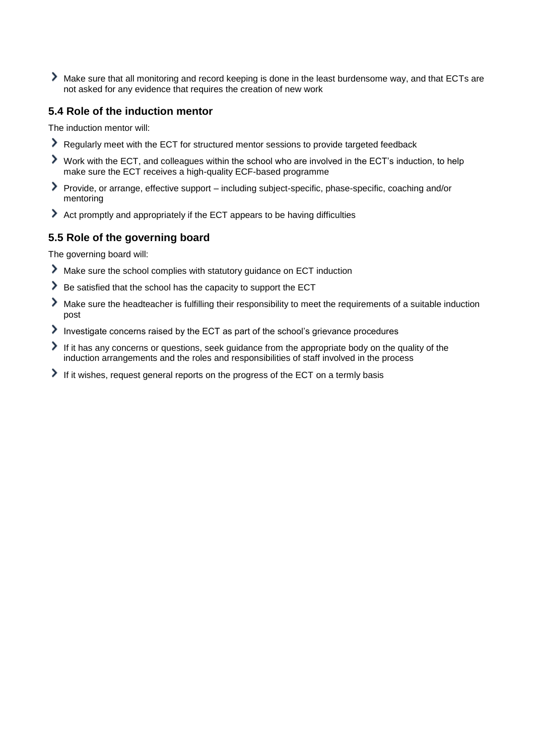- Make sure that all monitoring and record keeping is done in the least burdensome way, and that ECTs are not asked for any evidence that requires the creation of new work

### 5.4 Role of the induction mentor

The induction mentor will:

- Regularly meet with the ECT for structured mentor sessions to provide targeted feedback
- Work with the ECT, and colleagues within the school who are involved in the ECT's induction, to help make sure the ECT receives a high-quality ECF-based programme
- Provide, or arrange, effective support – including subject-specific, phase-specific, coaching and/or mentoring
- Act promptly and appropriately if the ECT appears to be having difficulties

### 5.5 Role of the governing board

The governing board will:

- Make sure the school complies with statutory guidance on ECT induction
- Be satisfied that the school has the capacity to support the ECT
- Make sure the headteacher is fulfilling their responsibility to meet the requirements of a suitable induction post
- Investigate concerns raised by the ECT as part of the school's grievance procedures
- If it has any concerns or questions, seek guidance from the appropriate body on the quality of the induction arrangements and the roles and responsibilities of staff involved in the process
- If it wishes, request general reports on the progress of the ECT on a termly basis